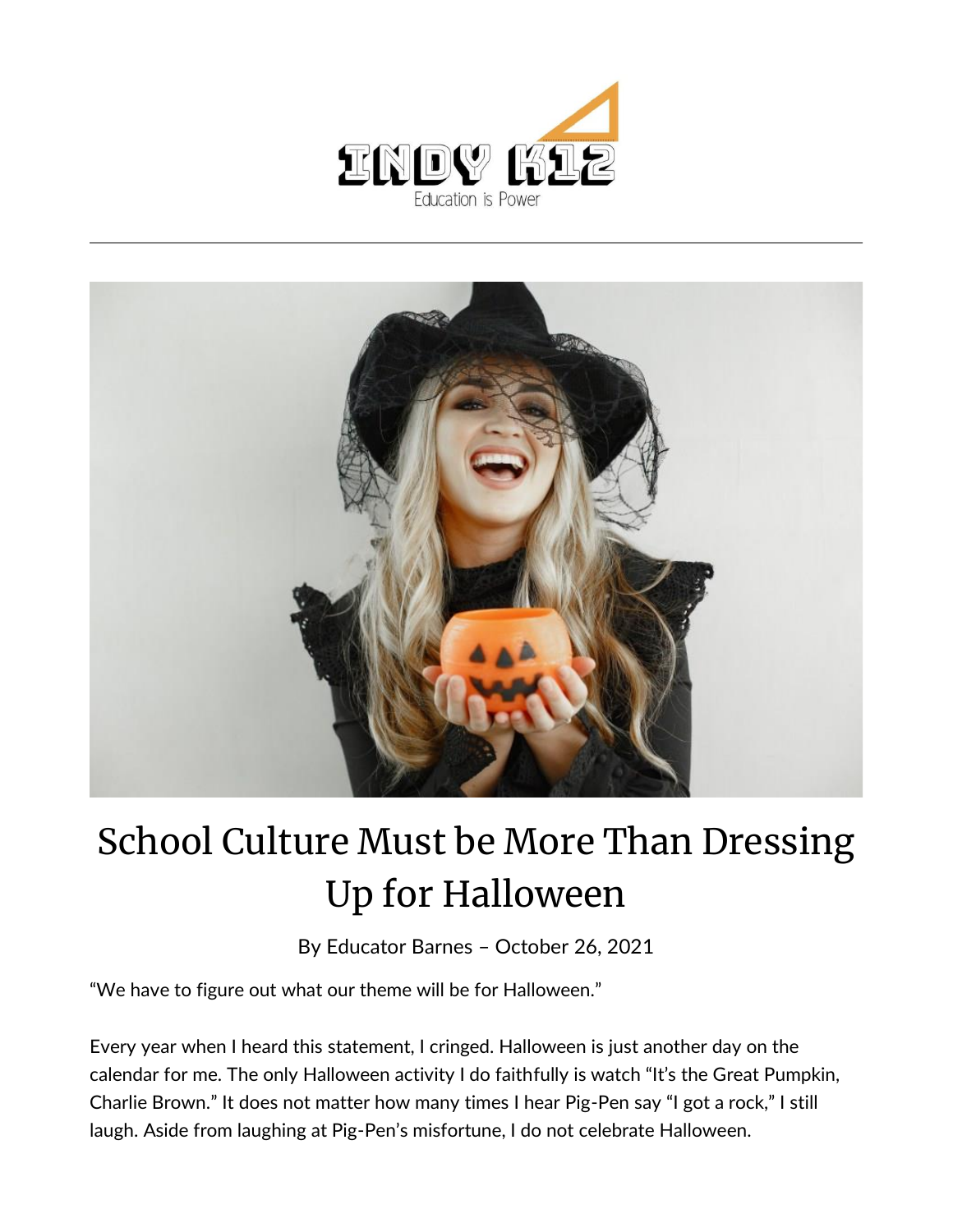# School Culture Must be More Than Dressing Up for Halloween

By Educator Barnes – October 26, 2021

"We have to figure out what our theme will be for Halloween."

Every year when I heard this statement, I cringed. Halloween is just another day on the calendar for me. The only Halloween activity I do faithfully is watch "It's the Great Pumpkin, Charlie Brown." It does not matter how many times I hear Pig-Pen say "I got a rock," I still laugh. Aside from laughing at Pig-Pen's misfortune, I do not celebrate Halloween.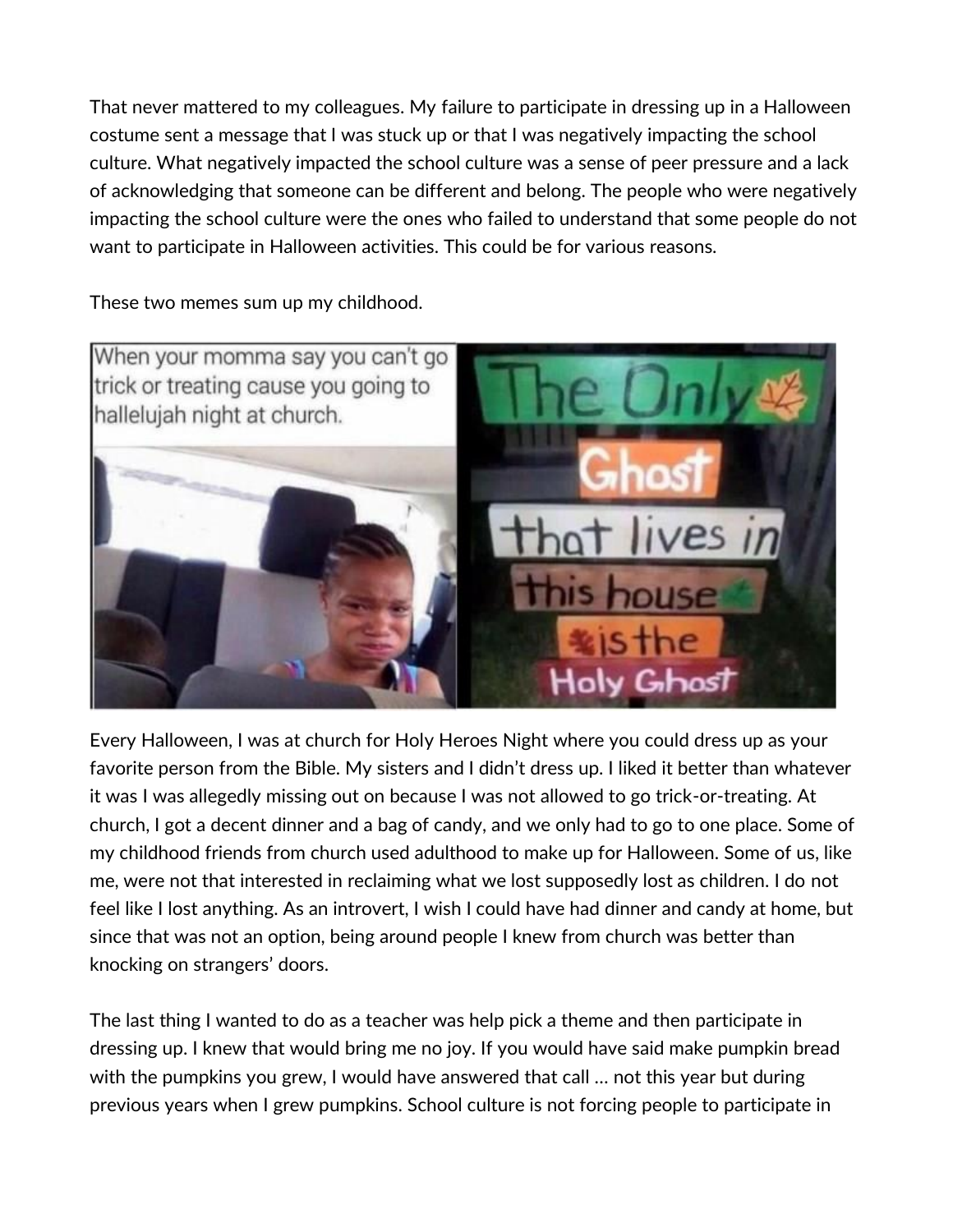That never mattered to my colleagues. My failure to participate in dressing up in a Halloween costume sent a message that I was stuck up or that I was negatively impacting the school culture. What negatively impacted the school culture was a sense of peer pressure and a lack of acknowledging that someone can be different and belong. The people who were negatively impacting the school culture were the ones who failed to understand that some people do not want to participate in Halloween activities. This could be for various reasons.

These two memes sum up my childhood.

Every Halloween, I was at church for Holy Heroes Night where you could dress up as your favorite person from the Bible. My sisters and I didn't dress up. I liked it better than whatever it was I was allegedly missing out on because I was not allowed to go trick-or-treating. At church, I got a decent dinner and a bag of candy, and we only had to go to one place. Some of my childhood friends from church used adulthood to make up for Halloween. Some of us, like me, were not that interested in reclaiming what we lost supposedly lost as children. I do not feel like I lost anything. As an introvert, I wish I could have had dinner and candy at home, but since that was not an option, being around people I knew from church was better than knocking on strangers' doors.

The last thing I wanted to do as a teacher was help pick a theme and then participate in dressing up. I knew that would bring me no joy. If you would have said make pumpkin bread with the pumpkins you grew, I would have answered that call … not this year but during previous years when I grew pumpkins. School culture is not forcing people to participate in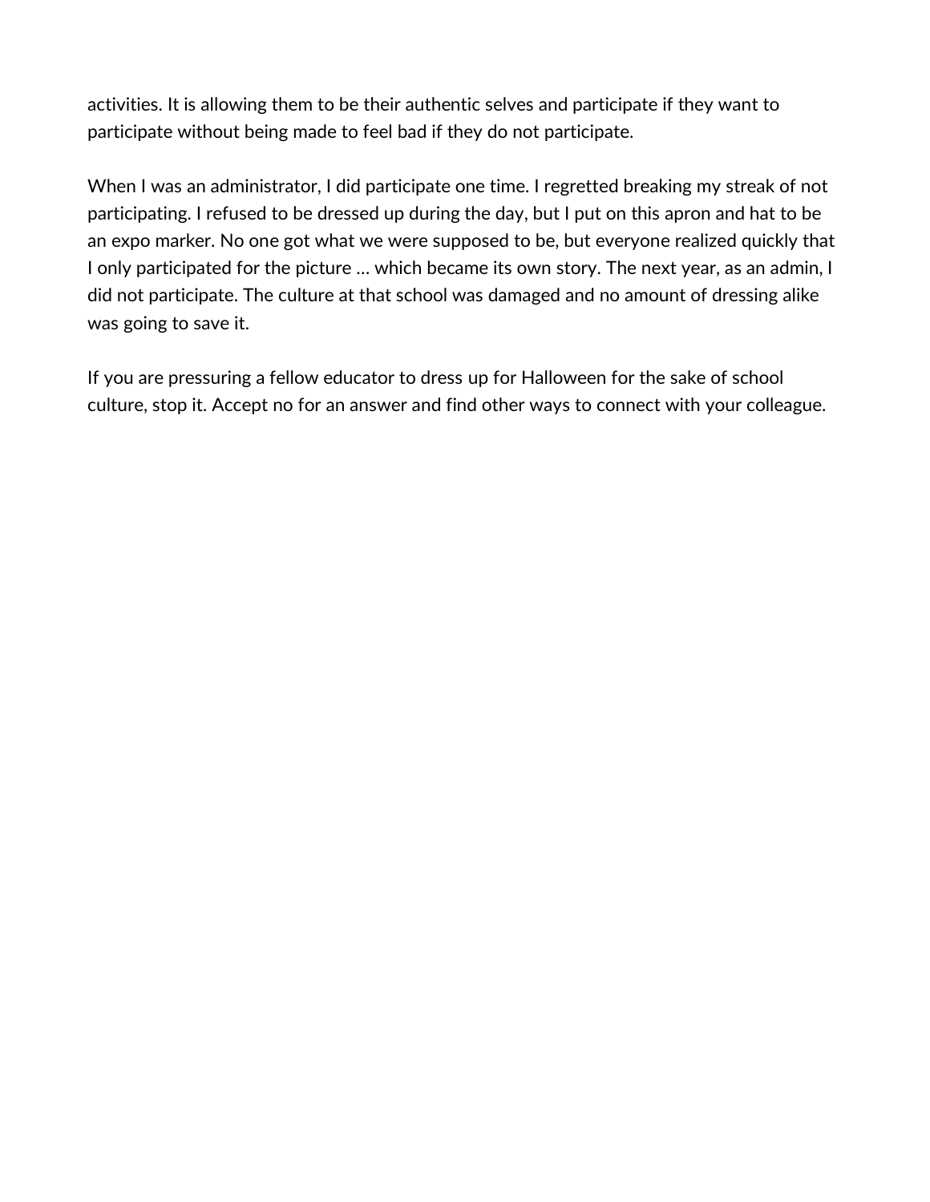activities. It is allowing them to be their authentic selves and participate if they want to participate without being made to feel bad if they do not participate.

When I was an administrator, I did participate one time. I regretted breaking my streak of not participating. I refused to be dressed up during the day, but I put on this apron and hat to be an expo marker. No one got what we were supposed to be, but everyone realized quickly that I only participated for the picture … which became its own story. The next year, as an admin, I did not participate. The culture at that school was damaged and no amount of dressing alike was going to save it.

If you are pressuring a fellow educator to dress up for Halloween for the sake of school culture, stop it. Accept no for an answer and find other ways to connect with your colleague.